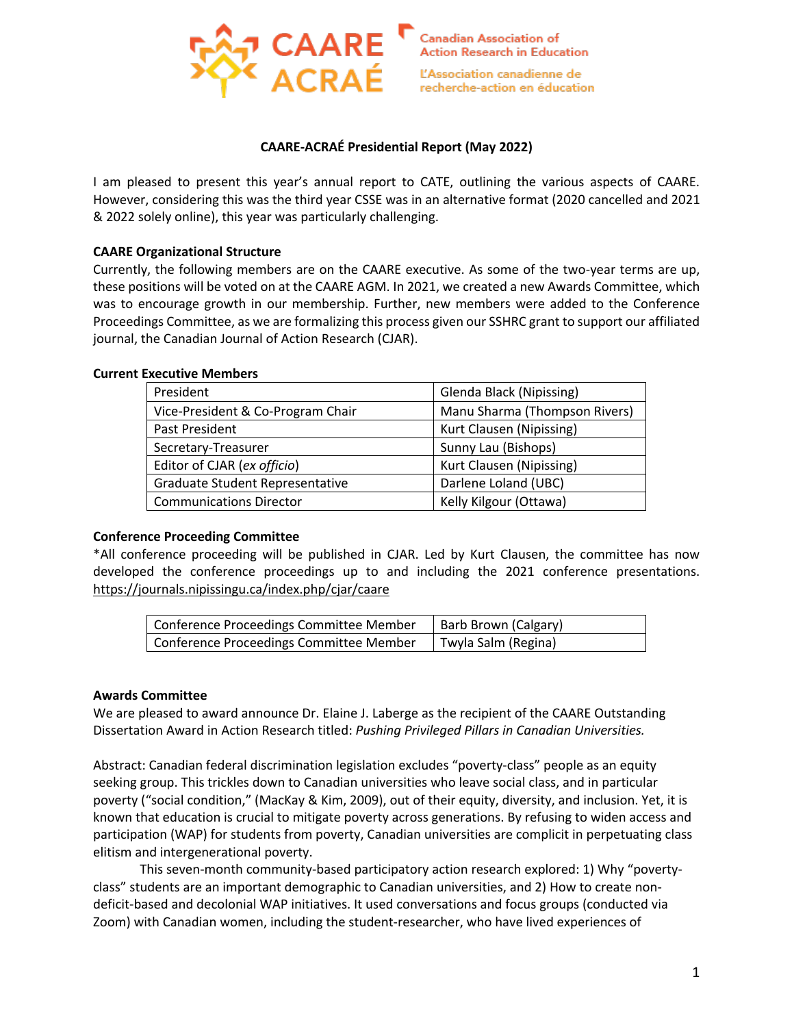CAARE ACRAÉ

Canadian Association of Action Research in Education

L'Association canadienne de recherche-action en éducation

**CAARE-ACRAÉ Presidential Report (May 2022)**

I am pleased to present this year's annual report to CATE, outlining the various aspects of CAARE. However, considering this was the third year CSSE was in an alternative format (2020 cancelled and 2021 & 2022 solely online), this year was particularly challenging.

**CAARE Organizational Structure**

Currently, the following members are on the CAARE executive. As some of the two-year terms are up, these positions will be voted on at the CAARE AGM. In 2021, we created a new Awards Committee, which was to encourage growth in our membership. Further, new members were added to the Conference Proceedings Committee, as we are formalizing this process given our SSHRC grant to support our affiliated journal, the Canadian Journal of Action Research (CJAR).

**Current Executive Members**

| | |
|---|---|
| President | Glenda Black (Nipissing) |
| Vice-President & Co-Program Chair | Manu Sharma (Thompson Rivers) |
| Past President | Kurt Clausen (Nipissing) |
| Secretary-Treasurer | Sunny Lau (Bishops) |
| Editor of CJAR (*ex officio*) | Kurt Clausen (Nipissing) |
| Graduate Student Representative | Darlene Loland (UBC) |
| Communications Director | Kelly Kilgour (Ottawa) |

**Conference Proceeding Committee**

*All conference proceeding will be published in CJAR. Led by Kurt Clausen, the committee has now developed the conference proceedings up to and including the 2021 conference presentations. https://journals.nipissingu.ca/index.php/cjar/caare

| | |
|---|---|
| Conference Proceedings Committee Member | Barb Brown (Calgary) |
| Conference Proceedings Committee Member | Twyla Salm (Regina) |

**Awards Committee**

We are pleased to award announce Dr. Elaine J. Laberge as the recipient of the CAARE Outstanding Dissertation Award in Action Research titled: *Pushing Privileged Pillars in Canadian Universities.*

Abstract: Canadian federal discrimination legislation excludes "poverty-class" people as an equity seeking group. This trickles down to Canadian universities who leave social class, and in particular poverty ("social condition," (MacKay & Kim, 2009), out of their equity, diversity, and inclusion. Yet, it is known that education is crucial to mitigate poverty across generations. By refusing to widen access and participation (WAP) for students from poverty, Canadian universities are complicit in perpetuating class elitism and intergenerational poverty.

This seven-month community-based participatory action research explored: 1) Why "poverty-class" students are an important demographic to Canadian universities, and 2) How to create non-deficit-based and decolonial WAP initiatives. It used conversations and focus groups (conducted via Zoom) with Canadian women, including the student-researcher, who have lived experiences of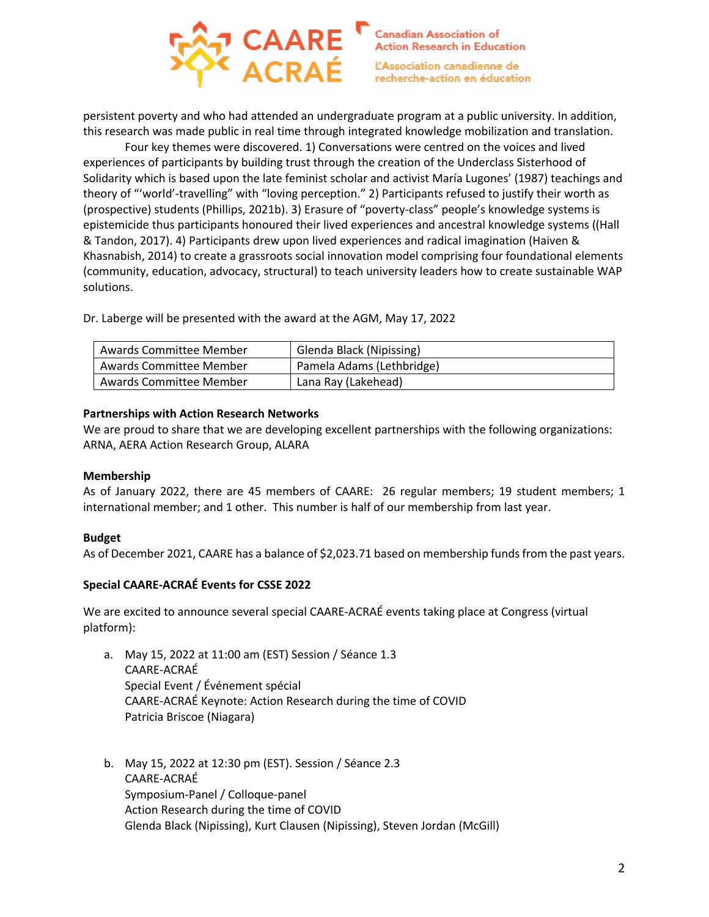persistent poverty and who had attended an undergraduate program at a public university. In addition, this research was made public in real time through integrated knowledge mobilization and translation.

Four key themes were discovered. 1) Conversations were centred on the voices and lived experiences of participants by building trust through the creation of the Underclass Sisterhood of Solidarity which is based upon the late feminist scholar and activist María Lugones' (1987) teachings and theory of "'world'-travelling" with "loving perception." 2) Participants refused to justify their worth as (prospective) students (Phillips, 2021b). 3) Erasure of "poverty-class" people's knowledge systems is epistemicide thus participants honoured their lived experiences and ancestral knowledge systems ((Hall & Tandon, 2017). 4) Participants drew upon lived experiences and radical imagination (Haiven & Khasnabish, 2014) to create a grassroots social innovation model comprising four foundational elements (community, education, advocacy, structural) to teach university leaders how to create sustainable WAP solutions.

Dr. Laberge will be presented with the award at the AGM, May 17, 2022

| | |
|---|---|
| Awards Committee Member | Glenda Black (Nipissing) |
| Awards Committee Member | Pamela Adams (Lethbridge) |
| Awards Committee Member | Lana Ray (Lakehead) |

**Partnerships with Action Research Networks**

We are proud to share that we are developing excellent partnerships with the following organizations: ARNA, AERA Action Research Group, ALARA

**Membership**

As of January 2022, there are 45 members of CAARE: 26 regular members; 19 student members; 1 international member; and 1 other. This number is half of our membership from last year.

**Budget**

As of December 2021, CAARE has a balance of $2,023.71 based on membership funds from the past years.

**Special CAARE-ACRAÉ Events for CSSE 2022**

We are excited to announce several special CAARE-ACRAÉ events taking place at Congress (virtual platform):

a. May 15, 2022 at 11:00 am (EST) Session / Séance 1.3
   CAARE-ACRAÉ
   Special Event / Événement spécial
   CAARE-ACRAÉ Keynote: Action Research during the time of COVID
   Patricia Briscoe (Niagara)

b. May 15, 2022 at 12:30 pm (EST). Session / Séance 2.3
   CAARE-ACRAÉ
   Symposium-Panel / Colloque-panel
   Action Research during the time of COVID
   Glenda Black (Nipissing), Kurt Clausen (Nipissing), Steven Jordan (McGill)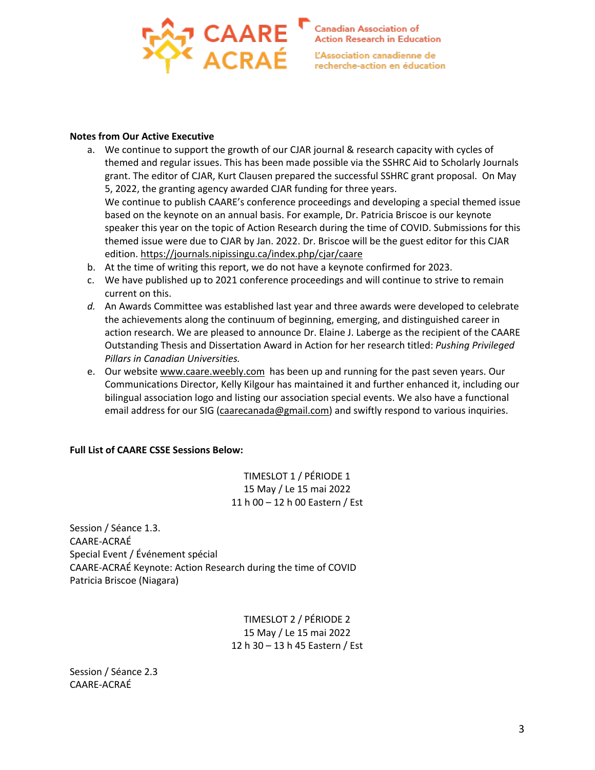**Notes from Our Active Executive**

a. We continue to support the growth of our CJAR journal & research capacity with cycles of themed and regular issues. This has been made possible via the SSHRC Aid to Scholarly Journals grant. The editor of CJAR, Kurt Clausen prepared the successful SSHRC grant proposal. On May 5, 2022, the granting agency awarded CJAR funding for three years.
   We continue to publish CAARE's conference proceedings and developing a special themed issue based on the keynote on an annual basis. For example, Dr. Patricia Briscoe is our keynote speaker this year on the topic of Action Research during the time of COVID. Submissions for this themed issue were due to CJAR by Jan. 2022. Dr. Briscoe will be the guest editor for this CJAR edition. https://journals.nipissingu.ca/index.php/cjar/caare
b. At the time of writing this report, we do not have a keynote confirmed for 2023.
c. We have published up to 2021 conference proceedings and will continue to strive to remain current on this.
d. An Awards Committee was established last year and three awards were developed to celebrate the achievements along the continuum of beginning, emerging, and distinguished career in action research. We are pleased to announce Dr. Elaine J. Laberge as the recipient of the CAARE Outstanding Thesis and Dissertation Award in Action for her research titled: *Pushing Privileged Pillars in Canadian Universities.*
e. Our website www.caare.weebly.com has been up and running for the past seven years. Our Communications Director, Kelly Kilgour has maintained it and further enhanced it, including our bilingual association logo and listing our association special events. We also have a functional email address for our SIG (caarecanada@gmail.com) and swiftly respond to various inquiries.

**Full List of CAARE CSSE Sessions Below:**

TIMESLOT 1 / PÉRIODE 1
15 May / Le 15 mai 2022
11 h 00 – 12 h 00 Eastern / Est

Session / Séance 1.3.
CAARE-ACRAÉ
Special Event / Événement spécial
CAARE-ACRAÉ Keynote: Action Research during the time of COVID
Patricia Briscoe (Niagara)

TIMESLOT 2 / PÉRIODE 2
15 May / Le 15 mai 2022
12 h 30 – 13 h 45 Eastern / Est

Session / Séance 2.3
CAARE-ACRAÉ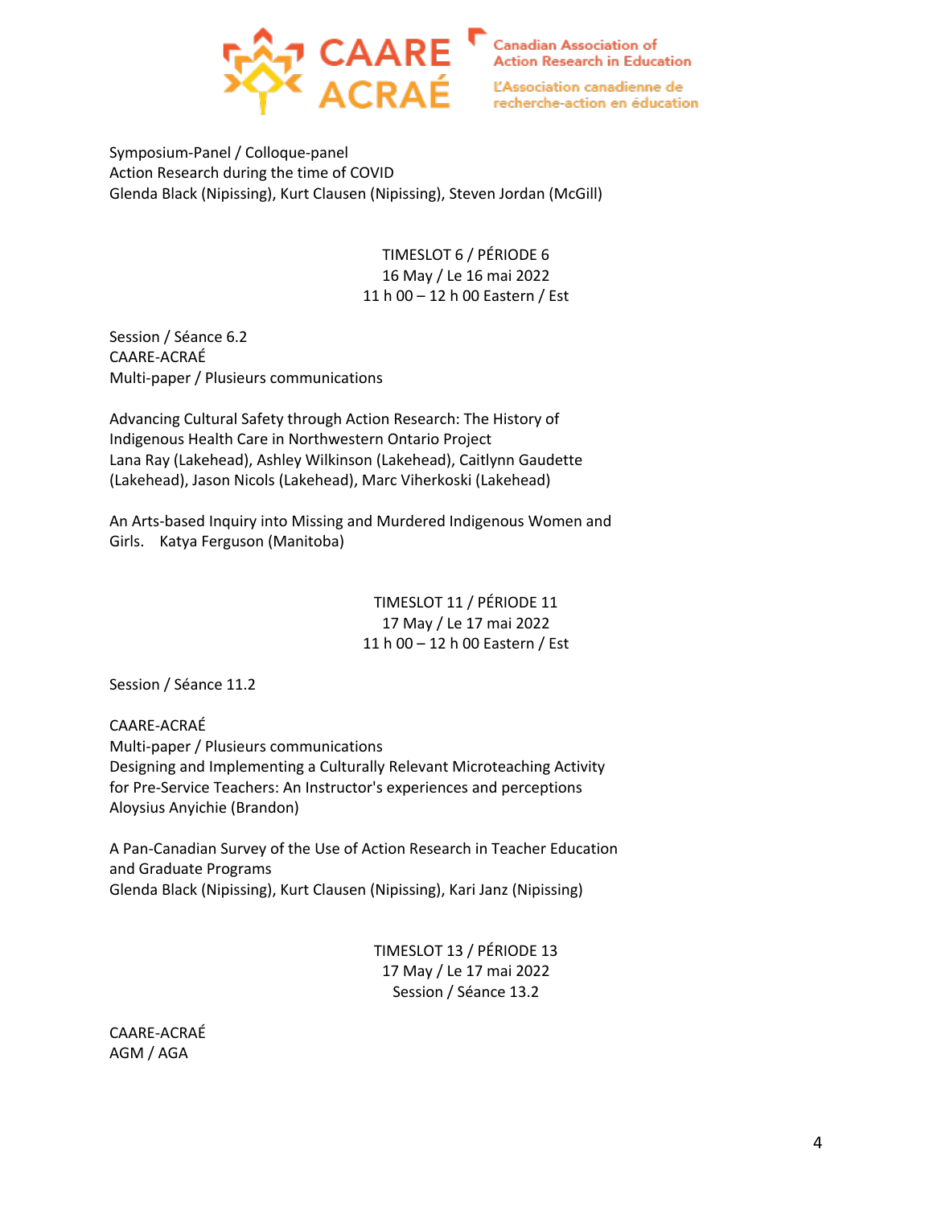Symposium-Panel / Colloque-panel
Action Research during the time of COVID
Glenda Black (Nipissing), Kurt Clausen (Nipissing), Steven Jordan (McGill)

TIMESLOT 6 / PÉRIODE 6
16 May / Le 16 mai 2022
11 h 00 – 12 h 00 Eastern / Est

Session / Séance 6.2
CAARE-ACRAÉ
Multi-paper / Plusieurs communications

Advancing Cultural Safety through Action Research: The History of Indigenous Health Care in Northwestern Ontario Project
Lana Ray (Lakehead), Ashley Wilkinson (Lakehead), Caitlynn Gaudette (Lakehead), Jason Nicols (Lakehead), Marc Viherkoski (Lakehead)

An Arts-based Inquiry into Missing and Murdered Indigenous Women and Girls. Katya Ferguson (Manitoba)

TIMESLOT 11 / PÉRIODE 11
17 May / Le 17 mai 2022
11 h 00 – 12 h 00 Eastern / Est

Session / Séance 11.2

CAARE-ACRAÉ
Multi-paper / Plusieurs communications
Designing and Implementing a Culturally Relevant Microteaching Activity for Pre-Service Teachers: An Instructor's experiences and perceptions
Aloysius Anyichie (Brandon)

A Pan-Canadian Survey of the Use of Action Research in Teacher Education and Graduate Programs
Glenda Black (Nipissing), Kurt Clausen (Nipissing), Kari Janz (Nipissing)

TIMESLOT 13 / PÉRIODE 13
17 May / Le 17 mai 2022
Session / Séance 13.2

CAARE-ACRAÉ
AGM / AGA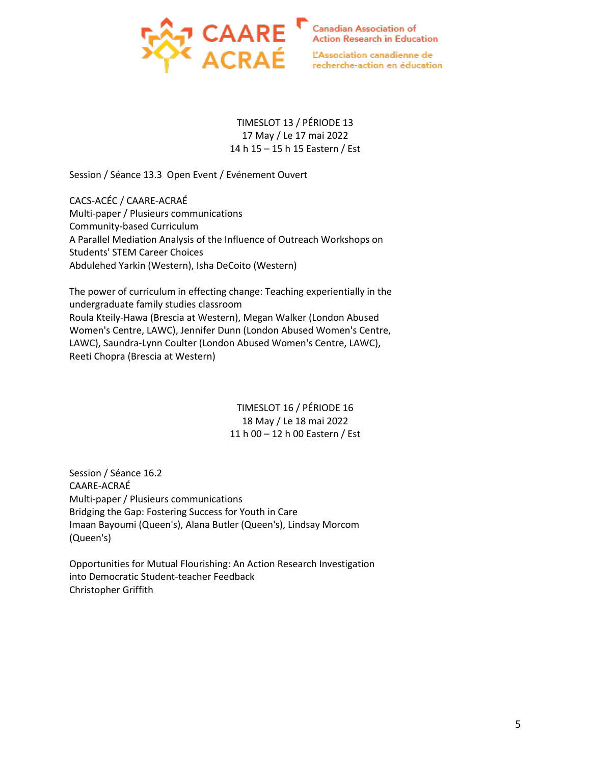TIMESLOT 13 / PÉRIODE 13
17 May / Le 17 mai 2022
14 h 15 – 15 h 15 Eastern / Est

Session / Séance 13.3 Open Event / Evénement Ouvert

CACS-ACÉC / CAARE-ACRAÉ
Multi-paper / Plusieurs communications
Community-based Curriculum
A Parallel Mediation Analysis of the Influence of Outreach Workshops on Students' STEM Career Choices
Abdulehed Yarkin (Western), Isha DeCoito (Western)

The power of curriculum in effecting change: Teaching experientially in the undergraduate family studies classroom
Roula Kteily-Hawa (Brescia at Western), Megan Walker (London Abused Women's Centre, LAWC), Jennifer Dunn (London Abused Women's Centre, LAWC), Saundra-Lynn Coulter (London Abused Women's Centre, LAWC), Reeti Chopra (Brescia at Western)

TIMESLOT 16 / PÉRIODE 16
18 May / Le 18 mai 2022
11 h 00 – 12 h 00 Eastern / Est

Session / Séance 16.2
CAARE-ACRAÉ
Multi-paper / Plusieurs communications
Bridging the Gap: Fostering Success for Youth in Care
Imaan Bayoumi (Queen's), Alana Butler (Queen's), Lindsay Morcom (Queen's)

Opportunities for Mutual Flourishing: An Action Research Investigation into Democratic Student-teacher Feedback
Christopher Griffith